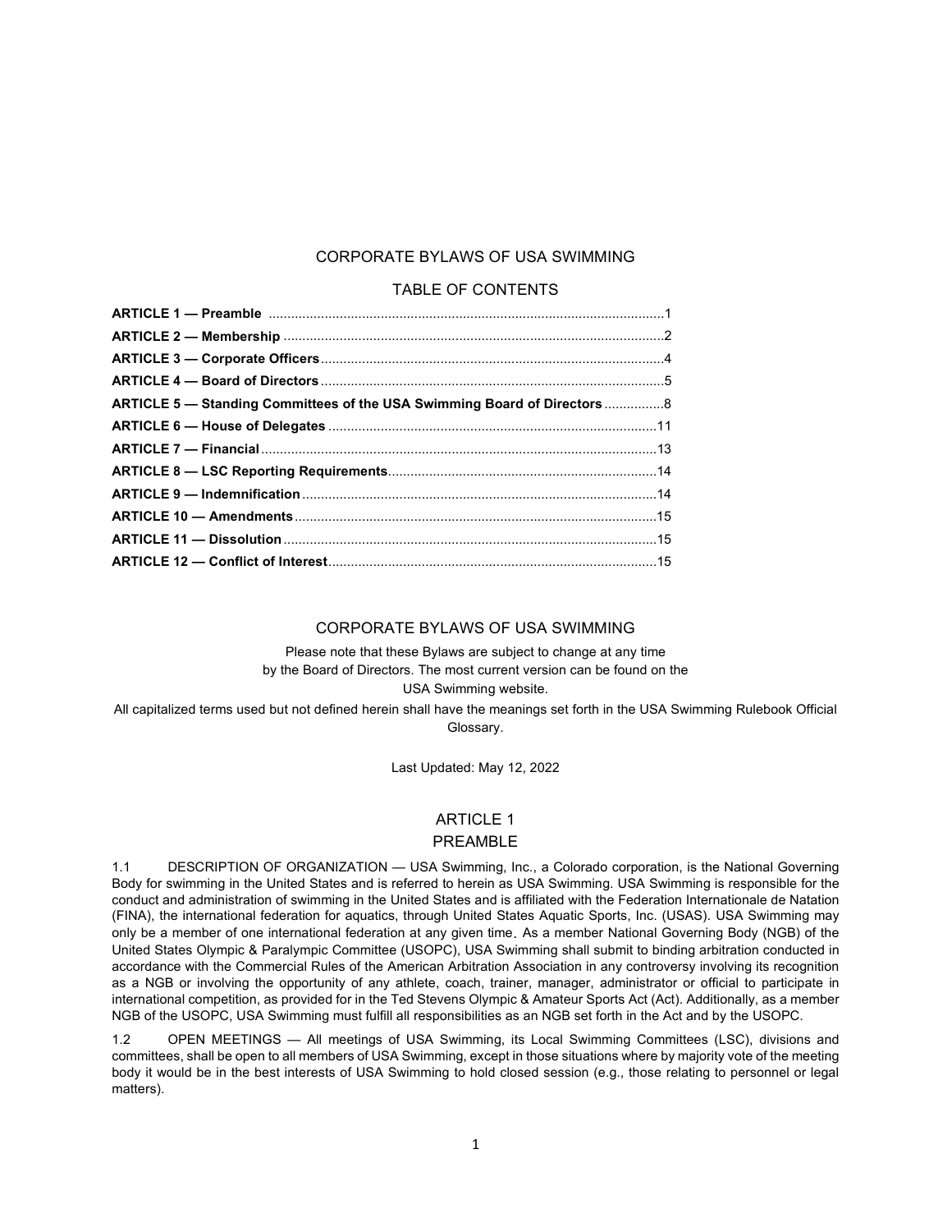# CORPORATE BYLAWS OF USA SWIMMING

## TABLE OF CONTENTS

**ARTICLE 1 — Preamble** ........................................................................................................1
**ARTICLE 2 — Membership** ....................................................................................................2
**ARTICLE 3 — Corporate Officers** ..........................................................................................4
**ARTICLE 4 — Board of Directors** ..........................................................................................5
**ARTICLE 5 — Standing Committees of the USA Swimming Board of Directors** ................8
**ARTICLE 6 — House of Delegates** .......................................................................................11
**ARTICLE 7 — Financial** .........................................................................................................13
**ARTICLE 8 — LSC Reporting Requirements** .......................................................................14
**ARTICLE 9 — Indemnification** ..............................................................................................14
**ARTICLE 10 — Amendments** ................................................................................................15
**ARTICLE 11 — Dissolution** ...................................................................................................15
**ARTICLE 12 — Conflict of Interest** .......................................................................................15

# CORPORATE BYLAWS OF USA SWIMMING

Please note that these Bylaws are subject to change at any time by the Board of Directors. The most current version can be found on the USA Swimming website.

All capitalized terms used but not defined herein shall have the meanings set forth in the USA Swimming Rulebook Official Glossary.

Last Updated: May 12, 2022

## ARTICLE 1
## PREAMBLE

1.1 DESCRIPTION OF ORGANIZATION — USA Swimming, Inc., a Colorado corporation, is the National Governing Body for swimming in the United States and is referred to herein as USA Swimming. USA Swimming is responsible for the conduct and administration of swimming in the United States and is affiliated with the Federation Internationale de Natation (FINA), the international federation for aquatics, through United States Aquatic Sports, Inc. (USAS). USA Swimming may only be a member of one international federation at any given time. As a member National Governing Body (NGB) of the United States Olympic & Paralympic Committee (USOPC), USA Swimming shall submit to binding arbitration conducted in accordance with the Commercial Rules of the American Arbitration Association in any controversy involving its recognition as a NGB or involving the opportunity of any athlete, coach, trainer, manager, administrator or official to participate in international competition, as provided for in the Ted Stevens Olympic & Amateur Sports Act (Act). Additionally, as a member NGB of the USOPC, USA Swimming must fulfill all responsibilities as an NGB set forth in the Act and by the USOPC.

1.2 OPEN MEETINGS — All meetings of USA Swimming, its Local Swimming Committees (LSC), divisions and committees, shall be open to all members of USA Swimming, except in those situations where by majority vote of the meeting body it would be in the best interests of USA Swimming to hold closed session (e.g., those relating to personnel or legal matters).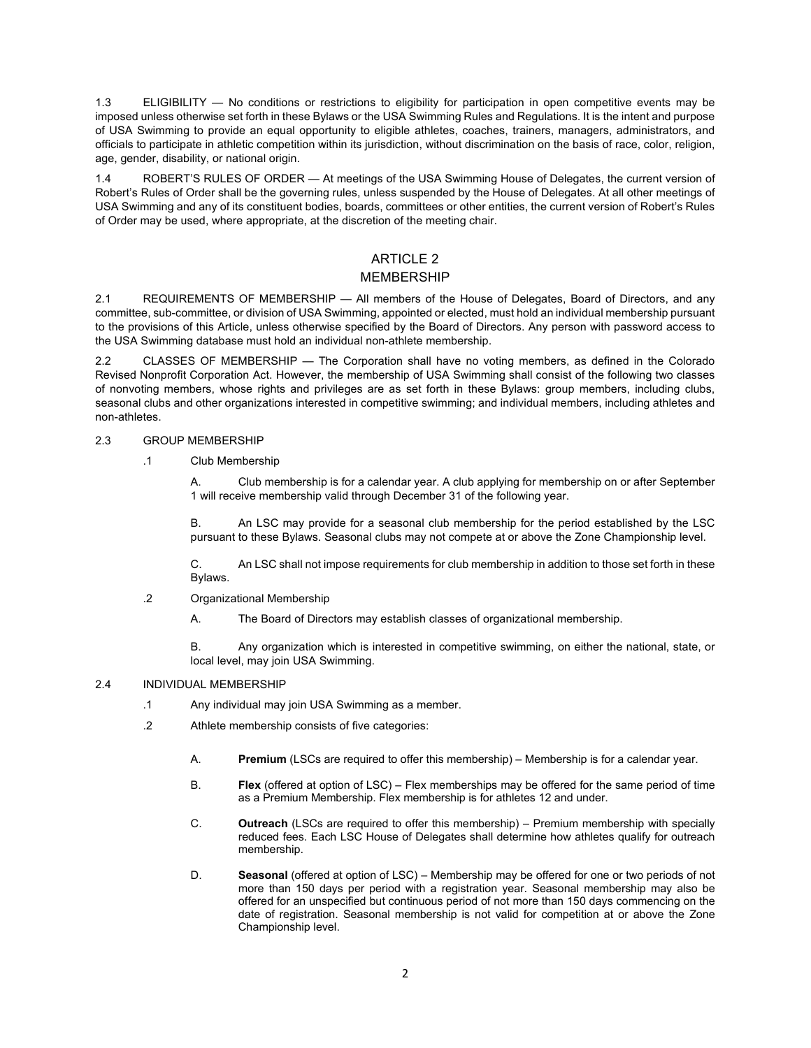1.3 ELIGIBILITY — No conditions or restrictions to eligibility for participation in open competitive events may be imposed unless otherwise set forth in these Bylaws or the USA Swimming Rules and Regulations. It is the intent and purpose of USA Swimming to provide an equal opportunity to eligible athletes, coaches, trainers, managers, administrators, and officials to participate in athletic competition within its jurisdiction, without discrimination on the basis of race, color, religion, age, gender, disability, or national origin.

1.4 ROBERT'S RULES OF ORDER — At meetings of the USA Swimming House of Delegates, the current version of Robert's Rules of Order shall be the governing rules, unless suspended by the House of Delegates. At all other meetings of USA Swimming and any of its constituent bodies, boards, committees or other entities, the current version of Robert's Rules of Order may be used, where appropriate, at the discretion of the meeting chair.

## ARTICLE 2
## MEMBERSHIP

2.1 REQUIREMENTS OF MEMBERSHIP — All members of the House of Delegates, Board of Directors, and any committee, sub-committee, or division of USA Swimming, appointed or elected, must hold an individual membership pursuant to the provisions of this Article, unless otherwise specified by the Board of Directors. Any person with password access to the USA Swimming database must hold an individual non-athlete membership.

2.2 CLASSES OF MEMBERSHIP — The Corporation shall have no voting members, as defined in the Colorado Revised Nonprofit Corporation Act. However, the membership of USA Swimming shall consist of the following two classes of nonvoting members, whose rights and privileges are as set forth in these Bylaws: group members, including clubs, seasonal clubs and other organizations interested in competitive swimming; and individual members, including athletes and non-athletes.

2.3 GROUP MEMBERSHIP

.1 Club Membership

A. Club membership is for a calendar year. A club applying for membership on or after September 1 will receive membership valid through December 31 of the following year.

B. An LSC may provide for a seasonal club membership for the period established by the LSC pursuant to these Bylaws. Seasonal clubs may not compete at or above the Zone Championship level.

C. An LSC shall not impose requirements for club membership in addition to those set forth in these Bylaws.

.2 Organizational Membership

A. The Board of Directors may establish classes of organizational membership.

B. Any organization which is interested in competitive swimming, on either the national, state, or local level, may join USA Swimming.

2.4 INDIVIDUAL MEMBERSHIP

.1 Any individual may join USA Swimming as a member.

.2 Athlete membership consists of five categories:

A. **Premium** (LSCs are required to offer this membership) – Membership is for a calendar year.

B. **Flex** (offered at option of LSC) – Flex memberships may be offered for the same period of time as a Premium Membership. Flex membership is for athletes 12 and under.

C. **Outreach** (LSCs are required to offer this membership) – Premium membership with specially reduced fees. Each LSC House of Delegates shall determine how athletes qualify for outreach membership.

D. **Seasonal** (offered at option of LSC) – Membership may be offered for one or two periods of not more than 150 days per period with a registration year. Seasonal membership may also be offered for an unspecified but continuous period of not more than 150 days commencing on the date of registration. Seasonal membership is not valid for competition at or above the Zone Championship level.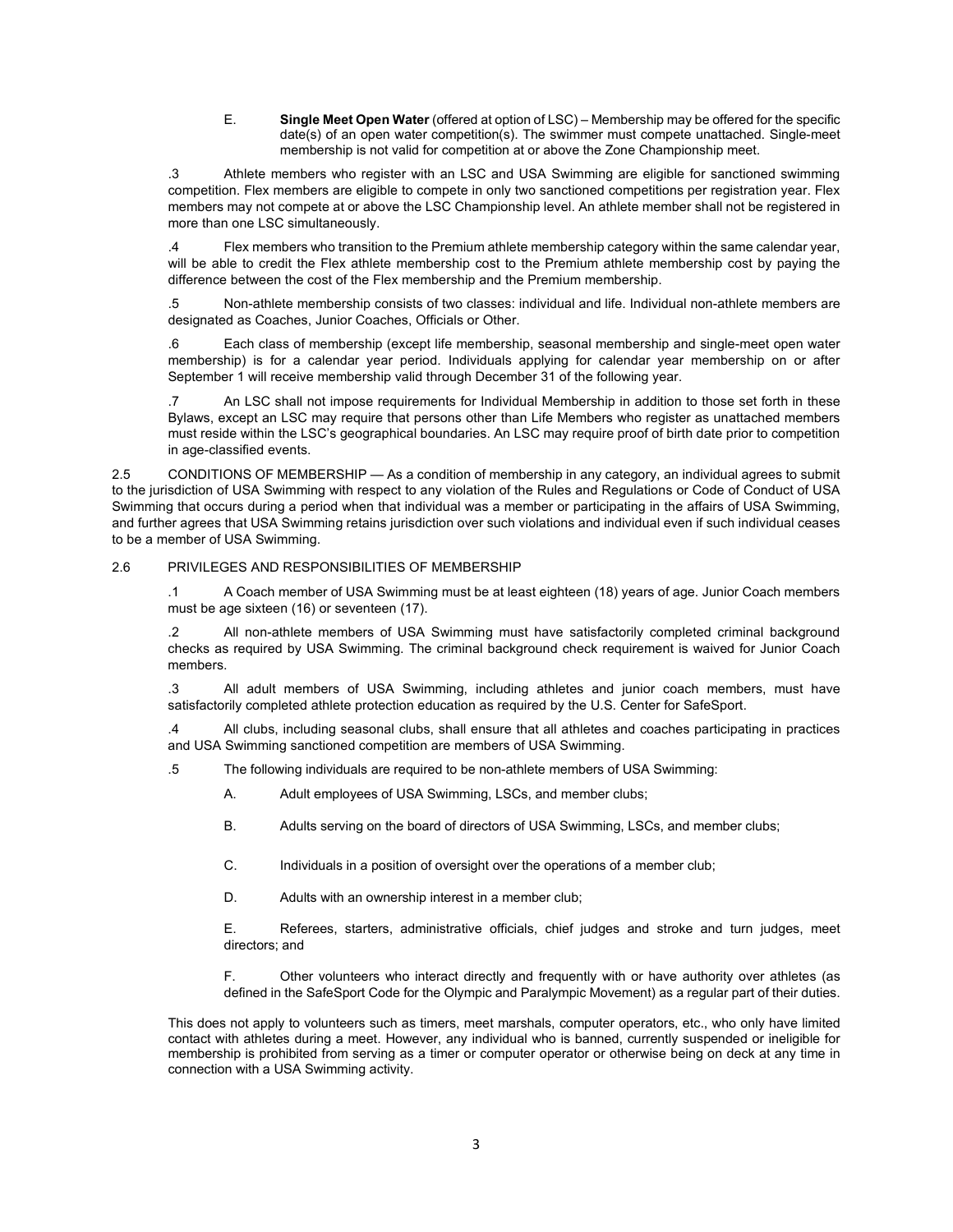E. **Single Meet Open Water** (offered at option of LSC) – Membership may be offered for the specific date(s) of an open water competition(s). The swimmer must compete unattached. Single-meet membership is not valid for competition at or above the Zone Championship meet.

.3 Athlete members who register with an LSC and USA Swimming are eligible for sanctioned swimming competition. Flex members are eligible to compete in only two sanctioned competitions per registration year. Flex members may not compete at or above the LSC Championship level. An athlete member shall not be registered in more than one LSC simultaneously.

.4 Flex members who transition to the Premium athlete membership category within the same calendar year, will be able to credit the Flex athlete membership cost to the Premium athlete membership cost by paying the difference between the cost of the Flex membership and the Premium membership.

.5 Non-athlete membership consists of two classes: individual and life. Individual non-athlete members are designated as Coaches, Junior Coaches, Officials or Other.

.6 Each class of membership (except life membership, seasonal membership and single-meet open water membership) is for a calendar year period. Individuals applying for calendar year membership on or after September 1 will receive membership valid through December 31 of the following year.

.7 An LSC shall not impose requirements for Individual Membership in addition to those set forth in these Bylaws, except an LSC may require that persons other than Life Members who register as unattached members must reside within the LSC's geographical boundaries. An LSC may require proof of birth date prior to competition in age-classified events.

2.5 CONDITIONS OF MEMBERSHIP — As a condition of membership in any category, an individual agrees to submit to the jurisdiction of USA Swimming with respect to any violation of the Rules and Regulations or Code of Conduct of USA Swimming that occurs during a period when that individual was a member or participating in the affairs of USA Swimming, and further agrees that USA Swimming retains jurisdiction over such violations and individual even if such individual ceases to be a member of USA Swimming.

2.6 PRIVILEGES AND RESPONSIBILITIES OF MEMBERSHIP

.1 A Coach member of USA Swimming must be at least eighteen (18) years of age. Junior Coach members must be age sixteen (16) or seventeen (17).

.2 All non-athlete members of USA Swimming must have satisfactorily completed criminal background checks as required by USA Swimming. The criminal background check requirement is waived for Junior Coach members.

.3 All adult members of USA Swimming, including athletes and junior coach members, must have satisfactorily completed athlete protection education as required by the U.S. Center for SafeSport.

.4 All clubs, including seasonal clubs, shall ensure that all athletes and coaches participating in practices and USA Swimming sanctioned competition are members of USA Swimming.

.5 The following individuals are required to be non-athlete members of USA Swimming:

A. Adult employees of USA Swimming, LSCs, and member clubs;

B. Adults serving on the board of directors of USA Swimming, LSCs, and member clubs;

C. Individuals in a position of oversight over the operations of a member club;

D. Adults with an ownership interest in a member club;

E. Referees, starters, administrative officials, chief judges and stroke and turn judges, meet directors; and

F. Other volunteers who interact directly and frequently with or have authority over athletes (as defined in the SafeSport Code for the Olympic and Paralympic Movement) as a regular part of their duties.

This does not apply to volunteers such as timers, meet marshals, computer operators, etc., who only have limited contact with athletes during a meet. However, any individual who is banned, currently suspended or ineligible for membership is prohibited from serving as a timer or computer operator or otherwise being on deck at any time in connection with a USA Swimming activity.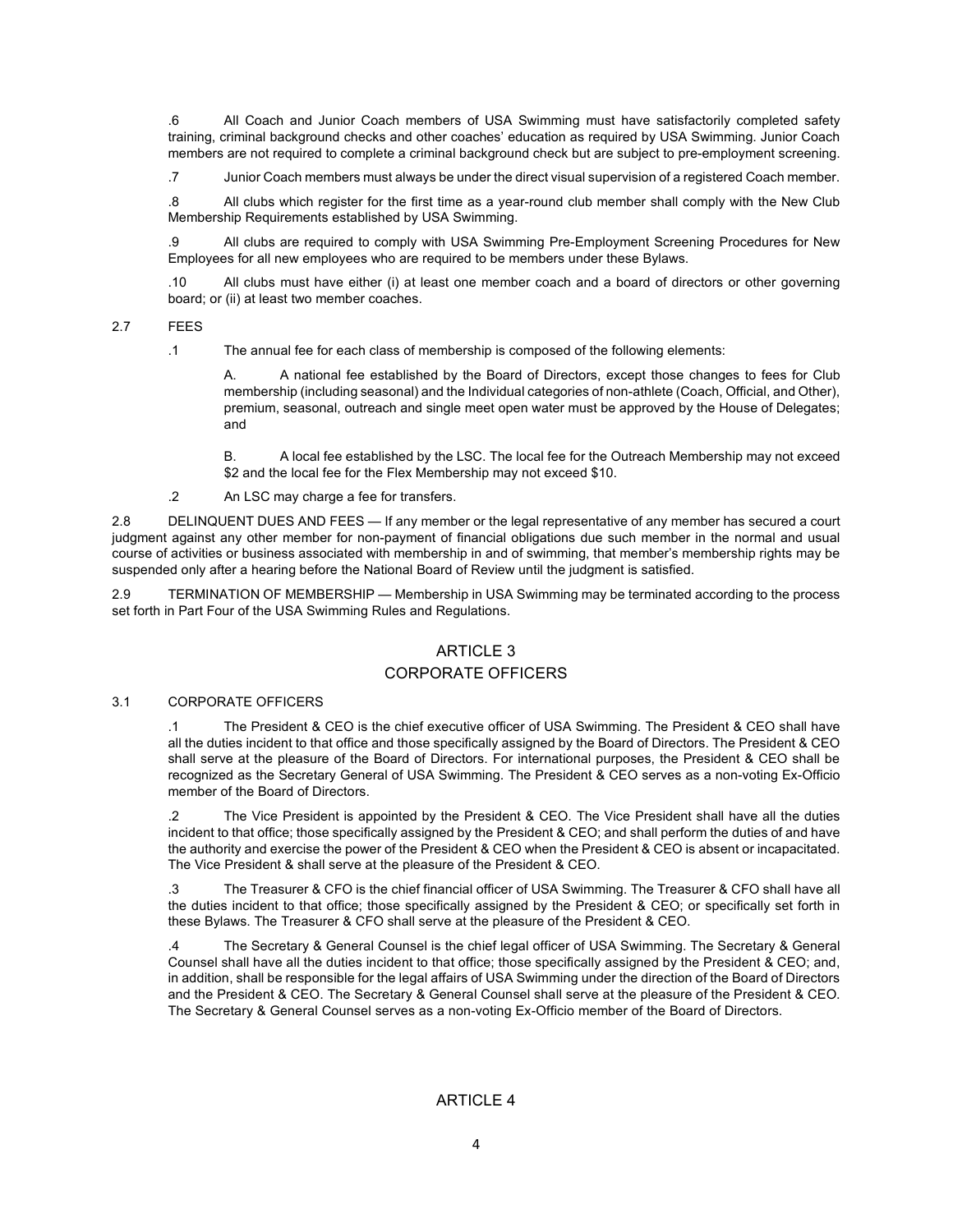.6 All Coach and Junior Coach members of USA Swimming must have satisfactorily completed safety training, criminal background checks and other coaches' education as required by USA Swimming. Junior Coach members are not required to complete a criminal background check but are subject to pre-employment screening.

.7 Junior Coach members must always be under the direct visual supervision of a registered Coach member.

.8 All clubs which register for the first time as a year-round club member shall comply with the New Club Membership Requirements established by USA Swimming.

.9 All clubs are required to comply with USA Swimming Pre-Employment Screening Procedures for New Employees for all new employees who are required to be members under these Bylaws.

.10 All clubs must have either (i) at least one member coach and a board of directors or other governing board; or (ii) at least two member coaches.

2.7 FEES

.1 The annual fee for each class of membership is composed of the following elements:

A. A national fee established by the Board of Directors, except those changes to fees for Club membership (including seasonal) and the Individual categories of non-athlete (Coach, Official, and Other), premium, seasonal, outreach and single meet open water must be approved by the House of Delegates; and

B. A local fee established by the LSC. The local fee for the Outreach Membership may not exceed \$2 and the local fee for the Flex Membership may not exceed \$10.

.2 An LSC may charge a fee for transfers.

2.8 DELINQUENT DUES AND FEES — If any member or the legal representative of any member has secured a court judgment against any other member for non-payment of financial obligations due such member in the normal and usual course of activities or business associated with membership in and of swimming, that member's membership rights may be suspended only after a hearing before the National Board of Review until the judgment is satisfied.

2.9 TERMINATION OF MEMBERSHIP — Membership in USA Swimming may be terminated according to the process set forth in Part Four of the USA Swimming Rules and Regulations.

## ARTICLE 3
## CORPORATE OFFICERS

3.1 CORPORATE OFFICERS

.1 The President & CEO is the chief executive officer of USA Swimming. The President & CEO shall have all the duties incident to that office and those specifically assigned by the Board of Directors. The President & CEO shall serve at the pleasure of the Board of Directors. For international purposes, the President & CEO shall be recognized as the Secretary General of USA Swimming. The President & CEO serves as a non-voting Ex-Officio member of the Board of Directors.

.2 The Vice President is appointed by the President & CEO. The Vice President shall have all the duties incident to that office; those specifically assigned by the President & CEO; and shall perform the duties of and have the authority and exercise the power of the President & CEO when the President & CEO is absent or incapacitated. The Vice President & shall serve at the pleasure of the President & CEO.

.3 The Treasurer & CFO is the chief financial officer of USA Swimming. The Treasurer & CFO shall have all the duties incident to that office; those specifically assigned by the President & CEO; or specifically set forth in these Bylaws. The Treasurer & CFO shall serve at the pleasure of the President & CEO.

.4 The Secretary & General Counsel is the chief legal officer of USA Swimming. The Secretary & General Counsel shall have all the duties incident to that office; those specifically assigned by the President & CEO; and, in addition, shall be responsible for the legal affairs of USA Swimming under the direction of the Board of Directors and the President & CEO. The Secretary & General Counsel shall serve at the pleasure of the President & CEO. The Secretary & General Counsel serves as a non-voting Ex-Officio member of the Board of Directors.

## ARTICLE 4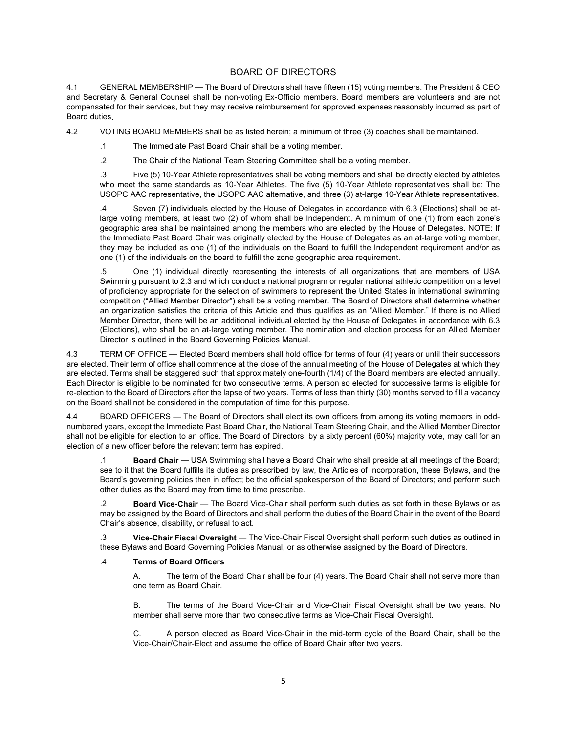## BOARD OF DIRECTORS

4.1 GENERAL MEMBERSHIP — The Board of Directors shall have fifteen (15) voting members. The President & CEO and Secretary & General Counsel shall be non-voting Ex-Officio members. Board members are volunteers and are not compensated for their services, but they may receive reimbursement for approved expenses reasonably incurred as part of Board duties.

4.2 VOTING BOARD MEMBERS shall be as listed herein; a minimum of three (3) coaches shall be maintained.

.1 The Immediate Past Board Chair shall be a voting member.

.2 The Chair of the National Team Steering Committee shall be a voting member.

.3 Five (5) 10-Year Athlete representatives shall be voting members and shall be directly elected by athletes who meet the same standards as 10-Year Athletes. The five (5) 10-Year Athlete representatives shall be: The USOPC AAC representative, the USOPC AAC alternative, and three (3) at-large 10-Year Athlete representatives.

.4 Seven (7) individuals elected by the House of Delegates in accordance with 6.3 (Elections) shall be at-large voting members, at least two (2) of whom shall be Independent. A minimum of one (1) from each zone's geographic area shall be maintained among the members who are elected by the House of Delegates. NOTE: If the Immediate Past Board Chair was originally elected by the House of Delegates as an at-large voting member, they may be included as one (1) of the individuals on the Board to fulfill the Independent requirement and/or as one (1) of the individuals on the board to fulfill the zone geographic area requirement.

.5 One (1) individual directly representing the interests of all organizations that are members of USA Swimming pursuant to 2.3 and which conduct a national program or regular national athletic competition on a level of proficiency appropriate for the selection of swimmers to represent the United States in international swimming competition ("Allied Member Director") shall be a voting member. The Board of Directors shall determine whether an organization satisfies the criteria of this Article and thus qualifies as an "Allied Member." If there is no Allied Member Director, there will be an additional individual elected by the House of Delegates in accordance with 6.3 (Elections), who shall be an at-large voting member. The nomination and election process for an Allied Member Director is outlined in the Board Governing Policies Manual.

4.3 TERM OF OFFICE — Elected Board members shall hold office for terms of four (4) years or until their successors are elected. Their term of office shall commence at the close of the annual meeting of the House of Delegates at which they are elected. Terms shall be staggered such that approximately one-fourth (1/4) of the Board members are elected annually. Each Director is eligible to be nominated for two consecutive terms. A person so elected for successive terms is eligible for re-election to the Board of Directors after the lapse of two years. Terms of less than thirty (30) months served to fill a vacancy on the Board shall not be considered in the computation of time for this purpose.

4.4 BOARD OFFICERS — The Board of Directors shall elect its own officers from among its voting members in odd-numbered years, except the Immediate Past Board Chair, the National Team Steering Chair, and the Allied Member Director shall not be eligible for election to an office. The Board of Directors, by a sixty percent (60%) majority vote, may call for an election of a new officer before the relevant term has expired.

.1 **Board Chair** — USA Swimming shall have a Board Chair who shall preside at all meetings of the Board; see to it that the Board fulfills its duties as prescribed by law, the Articles of Incorporation, these Bylaws, and the Board's governing policies then in effect; be the official spokesperson of the Board of Directors; and perform such other duties as the Board may from time to time prescribe.

.2 **Board Vice-Chair** — The Board Vice-Chair shall perform such duties as set forth in these Bylaws or as may be assigned by the Board of Directors and shall perform the duties of the Board Chair in the event of the Board Chair's absence, disability, or refusal to act.

.3 **Vice-Chair Fiscal Oversight** — The Vice-Chair Fiscal Oversight shall perform such duties as outlined in these Bylaws and Board Governing Policies Manual, or as otherwise assigned by the Board of Directors.

.4 **Terms of Board Officers**

A. The term of the Board Chair shall be four (4) years. The Board Chair shall not serve more than one term as Board Chair.

B. The terms of the Board Vice-Chair and Vice-Chair Fiscal Oversight shall be two years. No member shall serve more than two consecutive terms as Vice-Chair Fiscal Oversight.

C. A person elected as Board Vice-Chair in the mid-term cycle of the Board Chair, shall be the Vice-Chair/Chair-Elect and assume the office of Board Chair after two years.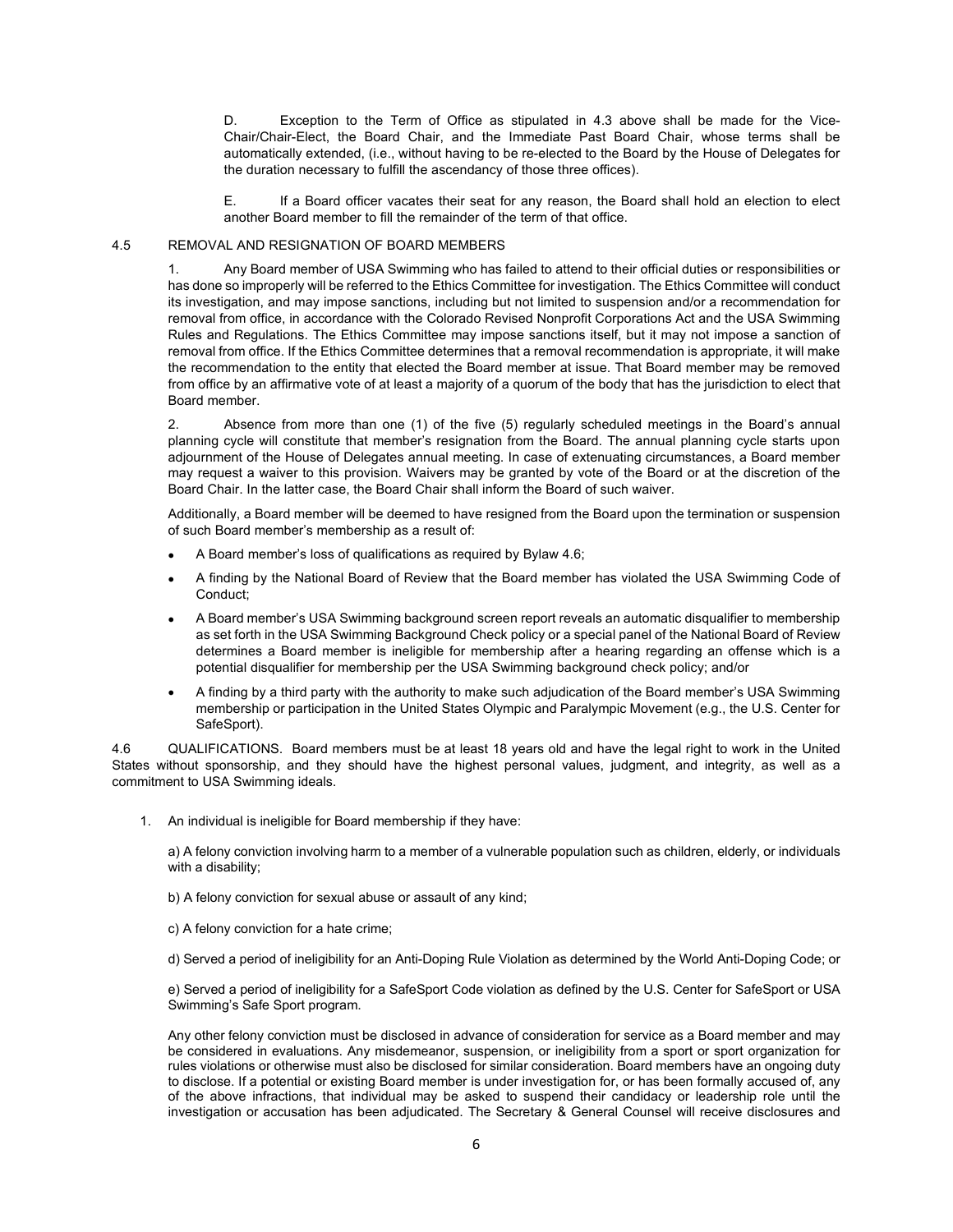D. Exception to the Term of Office as stipulated in 4.3 above shall be made for the Vice-Chair/Chair-Elect, the Board Chair, and the Immediate Past Board Chair, whose terms shall be automatically extended, (i.e., without having to be re-elected to the Board by the House of Delegates for the duration necessary to fulfill the ascendancy of those three offices).

E. If a Board officer vacates their seat for any reason, the Board shall hold an election to elect another Board member to fill the remainder of the term of that office.

4.5 REMOVAL AND RESIGNATION OF BOARD MEMBERS

1. Any Board member of USA Swimming who has failed to attend to their official duties or responsibilities or has done so improperly will be referred to the Ethics Committee for investigation. The Ethics Committee will conduct its investigation, and may impose sanctions, including but not limited to suspension and/or a recommendation for removal from office, in accordance with the Colorado Revised Nonprofit Corporations Act and the USA Swimming Rules and Regulations. The Ethics Committee may impose sanctions itself, but it may not impose a sanction of removal from office. If the Ethics Committee determines that a removal recommendation is appropriate, it will make the recommendation to the entity that elected the Board member at issue. That Board member may be removed from office by an affirmative vote of at least a majority of a quorum of the body that has the jurisdiction to elect that Board member.

2. Absence from more than one (1) of the five (5) regularly scheduled meetings in the Board's annual planning cycle will constitute that member's resignation from the Board. The annual planning cycle starts upon adjournment of the House of Delegates annual meeting. In case of extenuating circumstances, a Board member may request a waiver to this provision. Waivers may be granted by vote of the Board or at the discretion of the Board Chair. In the latter case, the Board Chair shall inform the Board of such waiver.

Additionally, a Board member will be deemed to have resigned from the Board upon the termination or suspension of such Board member's membership as a result of:

- A Board member's loss of qualifications as required by Bylaw 4.6;
- A finding by the National Board of Review that the Board member has violated the USA Swimming Code of Conduct;
- A Board member's USA Swimming background screen report reveals an automatic disqualifier to membership as set forth in the USA Swimming Background Check policy or a special panel of the National Board of Review determines a Board member is ineligible for membership after a hearing regarding an offense which is a potential disqualifier for membership per the USA Swimming background check policy; and/or
- A finding by a third party with the authority to make such adjudication of the Board member's USA Swimming membership or participation in the United States Olympic and Paralympic Movement (e.g., the U.S. Center for SafeSport).

4.6 QUALIFICATIONS. Board members must be at least 18 years old and have the legal right to work in the United States without sponsorship, and they should have the highest personal values, judgment, and integrity, as well as a commitment to USA Swimming ideals.

1. An individual is ineligible for Board membership if they have:

   a) A felony conviction involving harm to a member of a vulnerable population such as children, elderly, or individuals with a disability;

   b) A felony conviction for sexual abuse or assault of any kind;

   c) A felony conviction for a hate crime;

   d) Served a period of ineligibility for an Anti-Doping Rule Violation as determined by the World Anti-Doping Code; or

   e) Served a period of ineligibility for a SafeSport Code violation as defined by the U.S. Center for SafeSport or USA Swimming's Safe Sport program.

   Any other felony conviction must be disclosed in advance of consideration for service as a Board member and may be considered in evaluations. Any misdemeanor, suspension, or ineligibility from a sport or sport organization for rules violations or otherwise must also be disclosed for similar consideration. Board members have an ongoing duty to disclose. If a potential or existing Board member is under investigation for, or has been formally accused of, any of the above infractions, that individual may be asked to suspend their candidacy or leadership role until the investigation or accusation has been adjudicated. The Secretary & General Counsel will receive disclosures and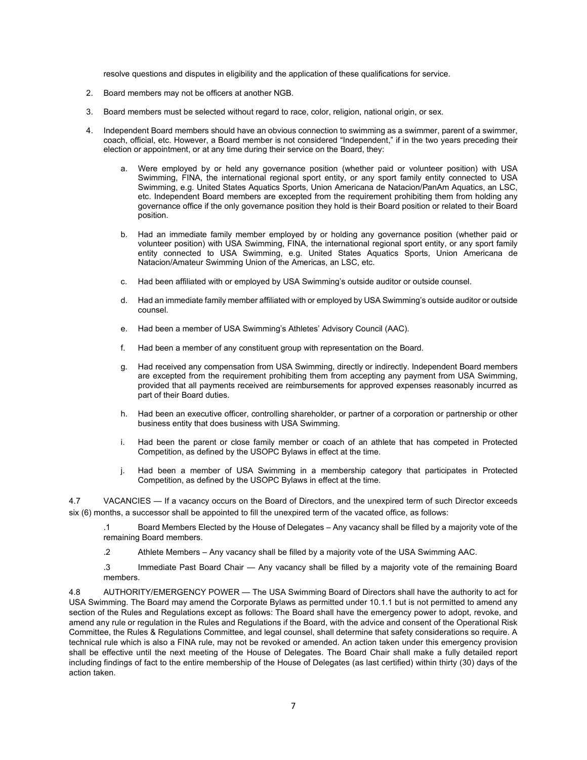resolve questions and disputes in eligibility and the application of these qualifications for service.

2. Board members may not be officers at another NGB.

3. Board members must be selected without regard to race, color, religion, national origin, or sex.

4. Independent Board members should have an obvious connection to swimming as a swimmer, parent of a swimmer, coach, official, etc. However, a Board member is not considered "Independent," if in the two years preceding their election or appointment, or at any time during their service on the Board, they:

   a. Were employed by or held any governance position (whether paid or volunteer position) with USA Swimming, FINA, the international regional sport entity, or any sport family entity connected to USA Swimming, e.g. United States Aquatics Sports, Union Americana de Natacion/PanAm Aquatics, an LSC, etc. Independent Board members are excepted from the requirement prohibiting them from holding any governance office if the only governance position they hold is their Board position or related to their Board position.

   b. Had an immediate family member employed by or holding any governance position (whether paid or volunteer position) with USA Swimming, FINA, the international regional sport entity, or any sport family entity connected to USA Swimming, e.g. United States Aquatics Sports, Union Americana de Natacion/Amateur Swimming Union of the Americas, an LSC, etc.

   c. Had been affiliated with or employed by USA Swimming's outside auditor or outside counsel.

   d. Had an immediate family member affiliated with or employed by USA Swimming's outside auditor or outside counsel.

   e. Had been a member of USA Swimming's Athletes' Advisory Council (AAC).

   f. Had been a member of any constituent group with representation on the Board.

   g. Had received any compensation from USA Swimming, directly or indirectly. Independent Board members are excepted from the requirement prohibiting them from accepting any payment from USA Swimming, provided that all payments received are reimbursements for approved expenses reasonably incurred as part of their Board duties.

   h. Had been an executive officer, controlling shareholder, or partner of a corporation or partnership or other business entity that does business with USA Swimming.

   i. Had been the parent or close family member or coach of an athlete that has competed in Protected Competition, as defined by the USOPC Bylaws in effect at the time.

   j. Had been a member of USA Swimming in a membership category that participates in Protected Competition, as defined by the USOPC Bylaws in effect at the time.

4.7 VACANCIES — If a vacancy occurs on the Board of Directors, and the unexpired term of such Director exceeds six (6) months, a successor shall be appointed to fill the unexpired term of the vacated office, as follows:

.1 Board Members Elected by the House of Delegates – Any vacancy shall be filled by a majority vote of the remaining Board members.

.2 Athlete Members – Any vacancy shall be filled by a majority vote of the USA Swimming AAC.

.3 Immediate Past Board Chair — Any vacancy shall be filled by a majority vote of the remaining Board members.

4.8 AUTHORITY/EMERGENCY POWER — The USA Swimming Board of Directors shall have the authority to act for USA Swimming. The Board may amend the Corporate Bylaws as permitted under 10.1.1 but is not permitted to amend any section of the Rules and Regulations except as follows: The Board shall have the emergency power to adopt, revoke, and amend any rule or regulation in the Rules and Regulations if the Board, with the advice and consent of the Operational Risk Committee, the Rules & Regulations Committee, and legal counsel, shall determine that safety considerations so require. A technical rule which is also a FINA rule, may not be revoked or amended. An action taken under this emergency provision shall be effective until the next meeting of the House of Delegates. The Board Chair shall make a fully detailed report including findings of fact to the entire membership of the House of Delegates (as last certified) within thirty (30) days of the action taken.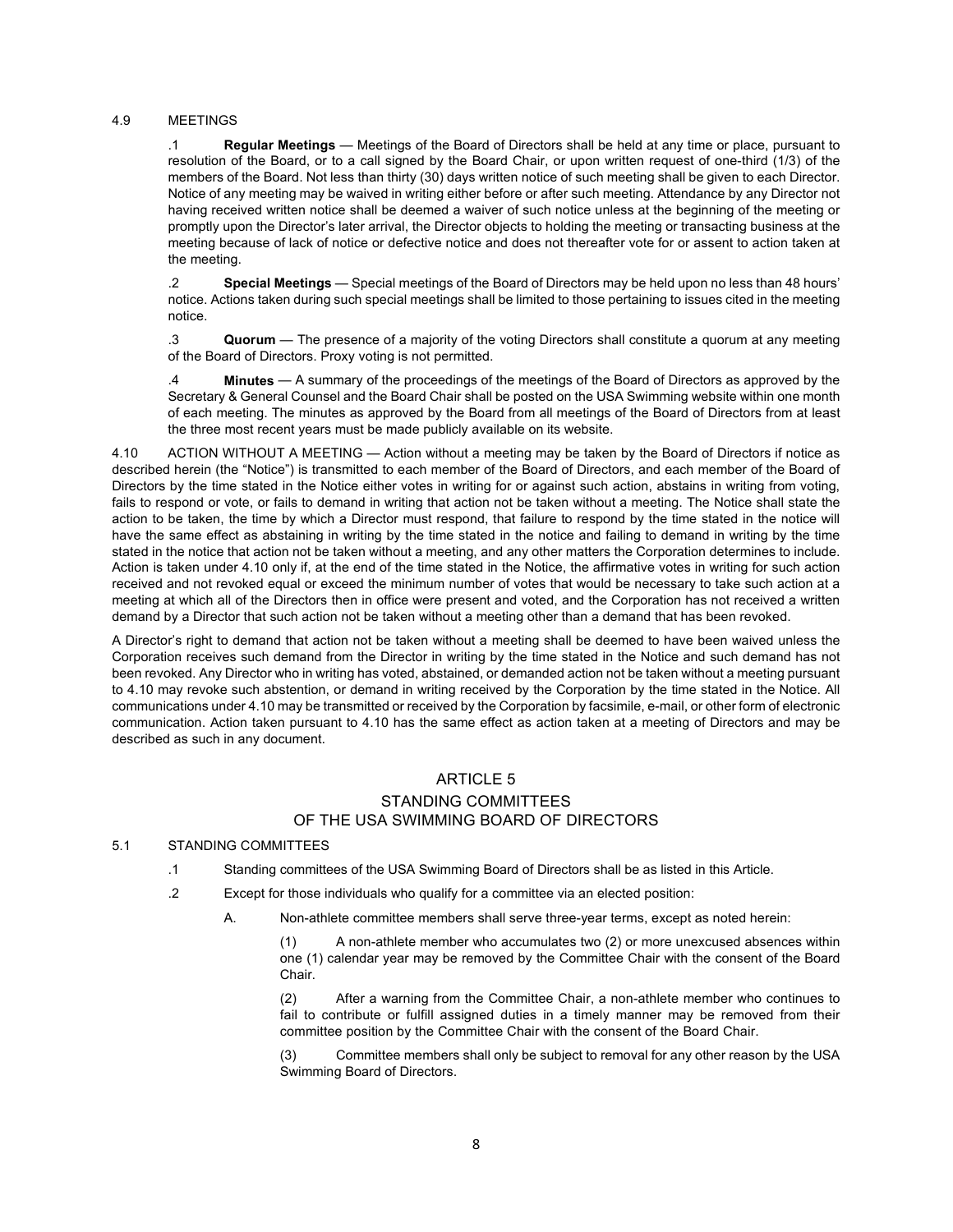4.9 MEETINGS

.1 **Regular Meetings** — Meetings of the Board of Directors shall be held at any time or place, pursuant to resolution of the Board, or to a call signed by the Board Chair, or upon written request of one-third (1/3) of the members of the Board. Not less than thirty (30) days written notice of such meeting shall be given to each Director. Notice of any meeting may be waived in writing either before or after such meeting. Attendance by any Director not having received written notice shall be deemed a waiver of such notice unless at the beginning of the meeting or promptly upon the Director's later arrival, the Director objects to holding the meeting or transacting business at the meeting because of lack of notice or defective notice and does not thereafter vote for or assent to action taken at the meeting.

.2 **Special Meetings** — Special meetings of the Board of Directors may be held upon no less than 48 hours' notice. Actions taken during such special meetings shall be limited to those pertaining to issues cited in the meeting notice.

.3 **Quorum** — The presence of a majority of the voting Directors shall constitute a quorum at any meeting of the Board of Directors. Proxy voting is not permitted.

.4 **Minutes** — A summary of the proceedings of the meetings of the Board of Directors as approved by the Secretary & General Counsel and the Board Chair shall be posted on the USA Swimming website within one month of each meeting. The minutes as approved by the Board from all meetings of the Board of Directors from at least the three most recent years must be made publicly available on its website.

4.10 ACTION WITHOUT A MEETING — Action without a meeting may be taken by the Board of Directors if notice as described herein (the "Notice") is transmitted to each member of the Board of Directors, and each member of the Board of Directors by the time stated in the Notice either votes in writing for or against such action, abstains in writing from voting, fails to respond or vote, or fails to demand in writing that action not be taken without a meeting. The Notice shall state the action to be taken, the time by which a Director must respond, that failure to respond by the time stated in the notice will have the same effect as abstaining in writing by the time stated in the notice and failing to demand in writing by the time stated in the notice that action not be taken without a meeting, and any other matters the Corporation determines to include. Action is taken under 4.10 only if, at the end of the time stated in the Notice, the affirmative votes in writing for such action received and not revoked equal or exceed the minimum number of votes that would be necessary to take such action at a meeting at which all of the Directors then in office were present and voted, and the Corporation has not received a written demand by a Director that such action not be taken without a meeting other than a demand that has been revoked.

A Director's right to demand that action not be taken without a meeting shall be deemed to have been waived unless the Corporation receives such demand from the Director in writing by the time stated in the Notice and such demand has not been revoked. Any Director who in writing has voted, abstained, or demanded action not be taken without a meeting pursuant to 4.10 may revoke such abstention, or demand in writing received by the Corporation by the time stated in the Notice. All communications under 4.10 may be transmitted or received by the Corporation by facsimile, e-mail, or other form of electronic communication. Action taken pursuant to 4.10 has the same effect as action taken at a meeting of Directors and may be described as such in any document.

# ARTICLE 5
## STANDING COMMITTEES OF THE USA SWIMMING BOARD OF DIRECTORS

5.1 STANDING COMMITTEES

.1 Standing committees of the USA Swimming Board of Directors shall be as listed in this Article.

.2 Except for those individuals who qualify for a committee via an elected position:

A. Non-athlete committee members shall serve three-year terms, except as noted herein:

(1) A non-athlete member who accumulates two (2) or more unexcused absences within one (1) calendar year may be removed by the Committee Chair with the consent of the Board Chair.

(2) After a warning from the Committee Chair, a non-athlete member who continues to fail to contribute or fulfill assigned duties in a timely manner may be removed from their committee position by the Committee Chair with the consent of the Board Chair.

(3) Committee members shall only be subject to removal for any other reason by the USA Swimming Board of Directors.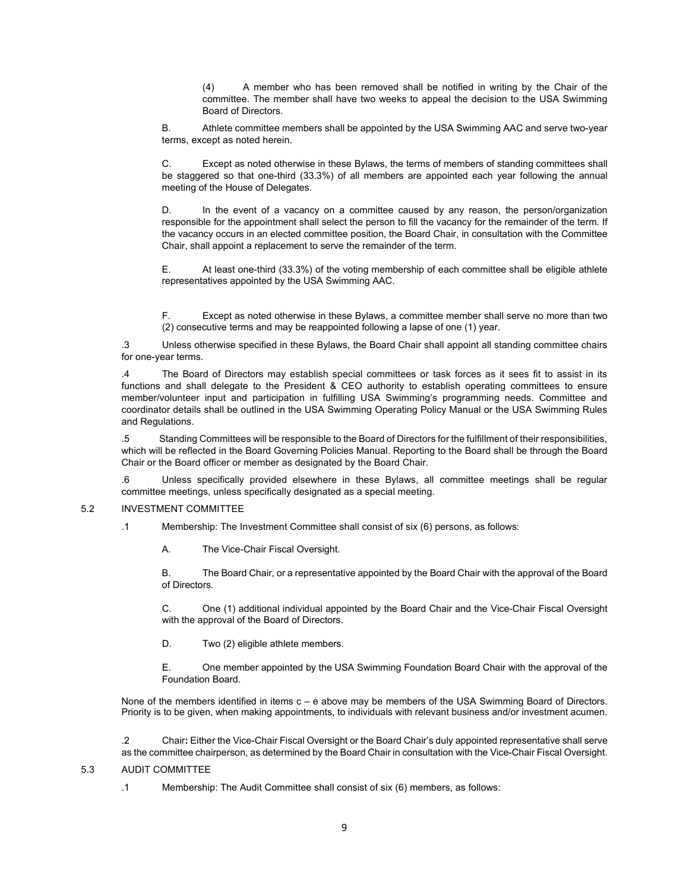(4) A member who has been removed shall be notified in writing by the Chair of the committee. The member shall have two weeks to appeal the decision to the USA Swimming Board of Directors.

B. Athlete committee members shall be appointed by the USA Swimming AAC and serve two-year terms, except as noted herein.

C. Except as noted otherwise in these Bylaws, the terms of members of standing committees shall be staggered so that one-third (33.3%) of all members are appointed each year following the annual meeting of the House of Delegates.

D. In the event of a vacancy on a committee caused by any reason, the person/organization responsible for the appointment shall select the person to fill the vacancy for the remainder of the term. If the vacancy occurs in an elected committee position, the Board Chair, in consultation with the Committee Chair, shall appoint a replacement to serve the remainder of the term.

E. At least one-third (33.3%) of the voting membership of each committee shall be eligible athlete representatives appointed by the USA Swimming AAC.

F. Except as noted otherwise in these Bylaws, a committee member shall serve no more than two (2) consecutive terms and may be reappointed following a lapse of one (1) year.

.3 Unless otherwise specified in these Bylaws, the Board Chair shall appoint all standing committee chairs for one-year terms.

.4 The Board of Directors may establish special committees or task forces as it sees fit to assist in its functions and shall delegate to the President & CEO authority to establish operating committees to ensure member/volunteer input and participation in fulfilling USA Swimming's programming needs. Committee and coordinator details shall be outlined in the USA Swimming Operating Policy Manual or the USA Swimming Rules and Regulations.

.5 Standing Committees will be responsible to the Board of Directors for the fulfillment of their responsibilities, which will be reflected in the Board Governing Policies Manual. Reporting to the Board shall be through the Board Chair or the Board officer or member as designated by the Board Chair.

.6 Unless specifically provided elsewhere in these Bylaws, all committee meetings shall be regular committee meetings, unless specifically designated as a special meeting.

## 5.2 INVESTMENT COMMITTEE

.1 Membership: The Investment Committee shall consist of six (6) persons, as follows:

A. The Vice-Chair Fiscal Oversight.

B. The Board Chair, or a representative appointed by the Board Chair with the approval of the Board of Directors.

C. One (1) additional individual appointed by the Board Chair and the Vice-Chair Fiscal Oversight with the approval of the Board of Directors.

D. Two (2) eligible athlete members.

E. One member appointed by the USA Swimming Foundation Board Chair with the approval of the Foundation Board.

None of the members identified in items c – e above may be members of the USA Swimming Board of Directors. Priority is to be given, when making appointments, to individuals with relevant business and/or investment acumen.

.2 Chair**:** Either the Vice-Chair Fiscal Oversight or the Board Chair's duly appointed representative shall serve as the committee chairperson, as determined by the Board Chair in consultation with the Vice-Chair Fiscal Oversight.

## 5.3 AUDIT COMMITTEE

.1 Membership: The Audit Committee shall consist of six (6) members, as follows: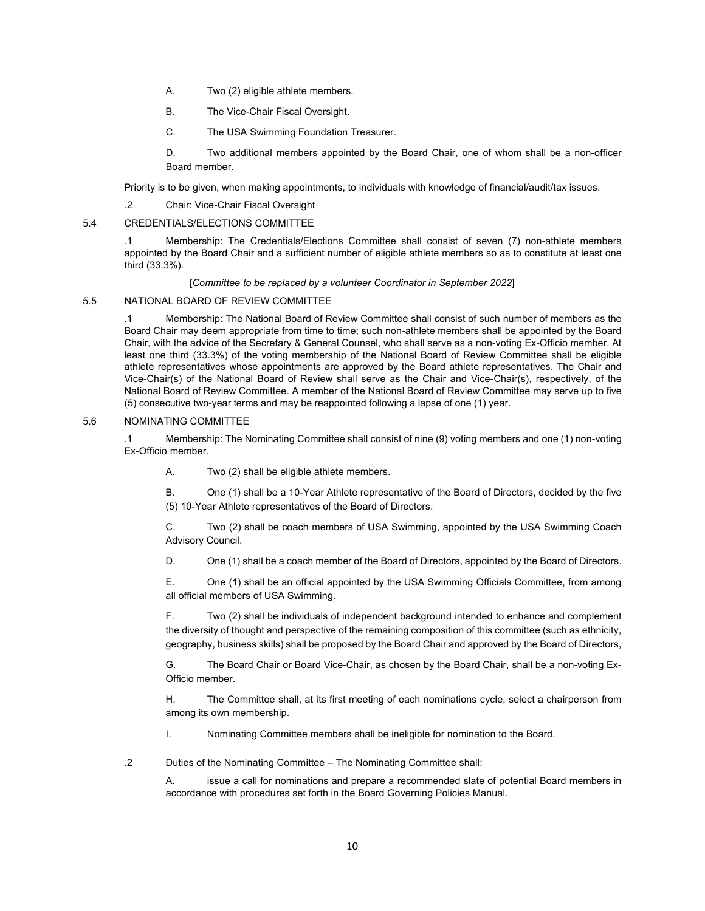A. Two (2) eligible athlete members.

B. The Vice-Chair Fiscal Oversight.

C. The USA Swimming Foundation Treasurer.

D. Two additional members appointed by the Board Chair, one of whom shall be a non-officer Board member.

Priority is to be given, when making appointments, to individuals with knowledge of financial/audit/tax issues.

.2 Chair: Vice-Chair Fiscal Oversight

### 5.4 CREDENTIALS/ELECTIONS COMMITTEE

.1 Membership: The Credentials/Elections Committee shall consist of seven (7) non-athlete members appointed by the Board Chair and a sufficient number of eligible athlete members so as to constitute at least one third (33.3%).

[*Committee to be replaced by a volunteer Coordinator in September 2022*]

### 5.5 NATIONAL BOARD OF REVIEW COMMITTEE

.1 Membership: The National Board of Review Committee shall consist of such number of members as the Board Chair may deem appropriate from time to time; such non-athlete members shall be appointed by the Board Chair, with the advice of the Secretary & General Counsel, who shall serve as a non-voting Ex-Officio member. At least one third (33.3%) of the voting membership of the National Board of Review Committee shall be eligible athlete representatives whose appointments are approved by the Board athlete representatives. The Chair and Vice-Chair(s) of the National Board of Review shall serve as the Chair and Vice-Chair(s), respectively, of the National Board of Review Committee. A member of the National Board of Review Committee may serve up to five (5) consecutive two-year terms and may be reappointed following a lapse of one (1) year.

### 5.6 NOMINATING COMMITTEE

.1 Membership: The Nominating Committee shall consist of nine (9) voting members and one (1) non-voting Ex-Officio member.

A. Two (2) shall be eligible athlete members.

B. One (1) shall be a 10-Year Athlete representative of the Board of Directors, decided by the five (5) 10-Year Athlete representatives of the Board of Directors.

C. Two (2) shall be coach members of USA Swimming, appointed by the USA Swimming Coach Advisory Council.

D. One (1) shall be a coach member of the Board of Directors, appointed by the Board of Directors.

E. One (1) shall be an official appointed by the USA Swimming Officials Committee, from among all official members of USA Swimming.

F. Two (2) shall be individuals of independent background intended to enhance and complement the diversity of thought and perspective of the remaining composition of this committee (such as ethnicity, geography, business skills) shall be proposed by the Board Chair and approved by the Board of Directors,

G. The Board Chair or Board Vice-Chair, as chosen by the Board Chair, shall be a non-voting Ex-Officio member.

H. The Committee shall, at its first meeting of each nominations cycle, select a chairperson from among its own membership.

I. Nominating Committee members shall be ineligible for nomination to the Board.

.2 Duties of the Nominating Committee – The Nominating Committee shall:

A. issue a call for nominations and prepare a recommended slate of potential Board members in accordance with procedures set forth in the Board Governing Policies Manual.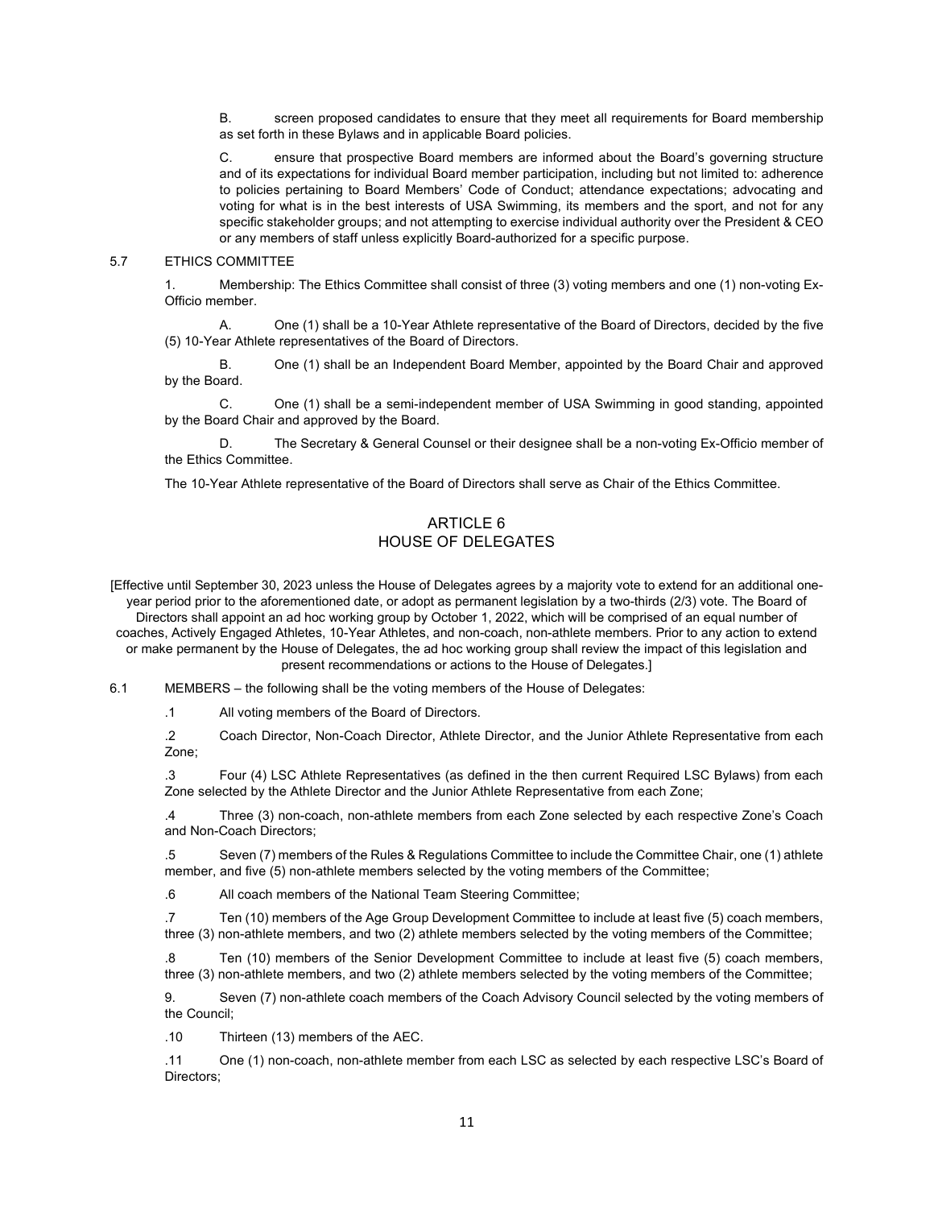B. screen proposed candidates to ensure that they meet all requirements for Board membership as set forth in these Bylaws and in applicable Board policies.

C. ensure that prospective Board members are informed about the Board's governing structure and of its expectations for individual Board member participation, including but not limited to: adherence to policies pertaining to Board Members' Code of Conduct; attendance expectations; advocating and voting for what is in the best interests of USA Swimming, its members and the sport, and not for any specific stakeholder groups; and not attempting to exercise individual authority over the President & CEO or any members of staff unless explicitly Board-authorized for a specific purpose.

5.7 ETHICS COMMITTEE

1. Membership: The Ethics Committee shall consist of three (3) voting members and one (1) non-voting Ex-Officio member.

A. One (1) shall be a 10-Year Athlete representative of the Board of Directors, decided by the five (5) 10-Year Athlete representatives of the Board of Directors.

B. One (1) shall be an Independent Board Member, appointed by the Board Chair and approved by the Board.

C. One (1) shall be a semi-independent member of USA Swimming in good standing, appointed by the Board Chair and approved by the Board.

D. The Secretary & General Counsel or their designee shall be a non-voting Ex-Officio member of the Ethics Committee.

The 10-Year Athlete representative of the Board of Directors shall serve as Chair of the Ethics Committee.

## ARTICLE 6
## HOUSE OF DELEGATES

[Effective until September 30, 2023 unless the House of Delegates agrees by a majority vote to extend for an additional one-year period prior to the aforementioned date, or adopt as permanent legislation by a two-thirds (2/3) vote. The Board of Directors shall appoint an ad hoc working group by October 1, 2022, which will be comprised of an equal number of coaches, Actively Engaged Athletes, 10-Year Athletes, and non-coach, non-athlete members. Prior to any action to extend or make permanent by the House of Delegates, the ad hoc working group shall review the impact of this legislation and present recommendations or actions to the House of Delegates.]

6.1 MEMBERS – the following shall be the voting members of the House of Delegates:

.1 All voting members of the Board of Directors.

.2 Coach Director, Non-Coach Director, Athlete Director, and the Junior Athlete Representative from each Zone;

.3 Four (4) LSC Athlete Representatives (as defined in the then current Required LSC Bylaws) from each Zone selected by the Athlete Director and the Junior Athlete Representative from each Zone;

.4 Three (3) non-coach, non-athlete members from each Zone selected by each respective Zone's Coach and Non-Coach Directors;

.5 Seven (7) members of the Rules & Regulations Committee to include the Committee Chair, one (1) athlete member, and five (5) non-athlete members selected by the voting members of the Committee;

.6 All coach members of the National Team Steering Committee;

.7 Ten (10) members of the Age Group Development Committee to include at least five (5) coach members, three (3) non-athlete members, and two (2) athlete members selected by the voting members of the Committee;

.8 Ten (10) members of the Senior Development Committee to include at least five (5) coach members, three (3) non-athlete members, and two (2) athlete members selected by the voting members of the Committee;

9. Seven (7) non-athlete coach members of the Coach Advisory Council selected by the voting members of the Council;

.10 Thirteen (13) members of the AEC.

.11 One (1) non-coach, non-athlete member from each LSC as selected by each respective LSC's Board of Directors;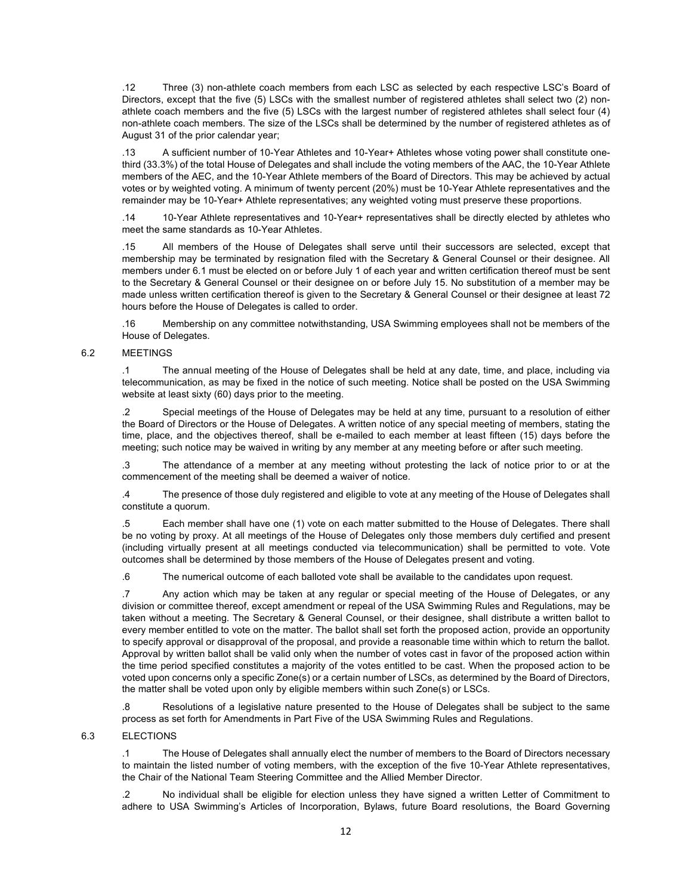.12 Three (3) non-athlete coach members from each LSC as selected by each respective LSC's Board of Directors, except that the five (5) LSCs with the smallest number of registered athletes shall select two (2) non-athlete coach members and the five (5) LSCs with the largest number of registered athletes shall select four (4) non-athlete coach members. The size of the LSCs shall be determined by the number of registered athletes as of August 31 of the prior calendar year;

.13 A sufficient number of 10-Year Athletes and 10-Year+ Athletes whose voting power shall constitute one-third (33.3%) of the total House of Delegates and shall include the voting members of the AAC, the 10-Year Athlete members of the AEC, and the 10-Year Athlete members of the Board of Directors. This may be achieved by actual votes or by weighted voting. A minimum of twenty percent (20%) must be 10-Year Athlete representatives and the remainder may be 10-Year+ Athlete representatives; any weighted voting must preserve these proportions.

.14 10-Year Athlete representatives and 10-Year+ representatives shall be directly elected by athletes who meet the same standards as 10-Year Athletes.

.15 All members of the House of Delegates shall serve until their successors are selected, except that membership may be terminated by resignation filed with the Secretary & General Counsel or their designee. All members under 6.1 must be elected on or before July 1 of each year and written certification thereof must be sent to the Secretary & General Counsel or their designee on or before July 15. No substitution of a member may be made unless written certification thereof is given to the Secretary & General Counsel or their designee at least 72 hours before the House of Delegates is called to order.

.16 Membership on any committee notwithstanding, USA Swimming employees shall not be members of the House of Delegates.

6.2 MEETINGS

.1 The annual meeting of the House of Delegates shall be held at any date, time, and place, including via telecommunication, as may be fixed in the notice of such meeting. Notice shall be posted on the USA Swimming website at least sixty (60) days prior to the meeting.

.2 Special meetings of the House of Delegates may be held at any time, pursuant to a resolution of either the Board of Directors or the House of Delegates. A written notice of any special meeting of members, stating the time, place, and the objectives thereof, shall be e-mailed to each member at least fifteen (15) days before the meeting; such notice may be waived in writing by any member at any meeting before or after such meeting.

.3 The attendance of a member at any meeting without protesting the lack of notice prior to or at the commencement of the meeting shall be deemed a waiver of notice.

.4 The presence of those duly registered and eligible to vote at any meeting of the House of Delegates shall constitute a quorum.

.5 Each member shall have one (1) vote on each matter submitted to the House of Delegates. There shall be no voting by proxy. At all meetings of the House of Delegates only those members duly certified and present (including virtually present at all meetings conducted via telecommunication) shall be permitted to vote. Vote outcomes shall be determined by those members of the House of Delegates present and voting.

.6 The numerical outcome of each balloted vote shall be available to the candidates upon request.

.7 Any action which may be taken at any regular or special meeting of the House of Delegates, or any division or committee thereof, except amendment or repeal of the USA Swimming Rules and Regulations, may be taken without a meeting. The Secretary & General Counsel, or their designee, shall distribute a written ballot to every member entitled to vote on the matter. The ballot shall set forth the proposed action, provide an opportunity to specify approval or disapproval of the proposal, and provide a reasonable time within which to return the ballot. Approval by written ballot shall be valid only when the number of votes cast in favor of the proposed action within the time period specified constitutes a majority of the votes entitled to be cast. When the proposed action to be voted upon concerns only a specific Zone(s) or a certain number of LSCs, as determined by the Board of Directors, the matter shall be voted upon only by eligible members within such Zone(s) or LSCs.

.8 Resolutions of a legislative nature presented to the House of Delegates shall be subject to the same process as set forth for Amendments in Part Five of the USA Swimming Rules and Regulations.

6.3 ELECTIONS

.1 The House of Delegates shall annually elect the number of members to the Board of Directors necessary to maintain the listed number of voting members, with the exception of the five 10-Year Athlete representatives, the Chair of the National Team Steering Committee and the Allied Member Director.

.2 No individual shall be eligible for election unless they have signed a written Letter of Commitment to adhere to USA Swimming's Articles of Incorporation, Bylaws, future Board resolutions, the Board Governing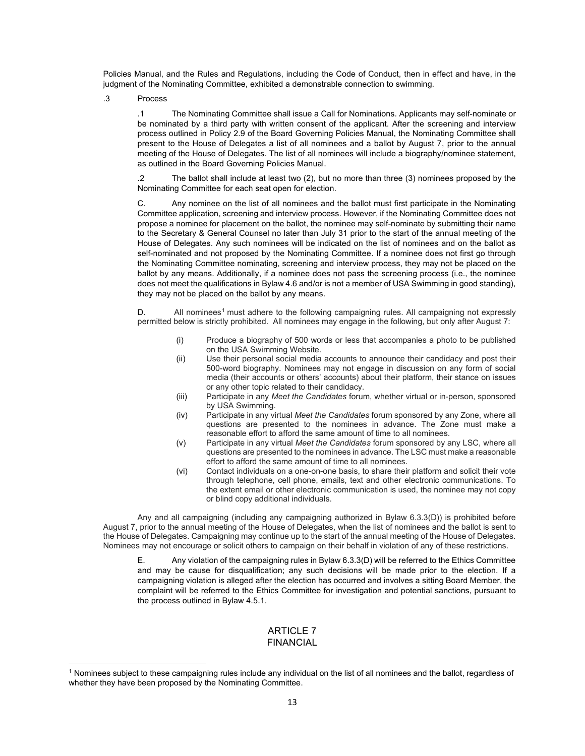Policies Manual, and the Rules and Regulations, including the Code of Conduct, then in effect and have, in the judgment of the Nominating Committee, exhibited a demonstrable connection to swimming.

.3 Process

.1 The Nominating Committee shall issue a Call for Nominations. Applicants may self-nominate or be nominated by a third party with written consent of the applicant. After the screening and interview process outlined in Policy 2.9 of the Board Governing Policies Manual, the Nominating Committee shall present to the House of Delegates a list of all nominees and a ballot by August 7, prior to the annual meeting of the House of Delegates. The list of all nominees will include a biography/nominee statement, as outlined in the Board Governing Policies Manual.

.2 The ballot shall include at least two (2), but no more than three (3) nominees proposed by the Nominating Committee for each seat open for election.

C. Any nominee on the list of all nominees and the ballot must first participate in the Nominating Committee application, screening and interview process. However, if the Nominating Committee does not propose a nominee for placement on the ballot, the nominee may self-nominate by submitting their name to the Secretary & General Counsel no later than July 31 prior to the start of the annual meeting of the House of Delegates. Any such nominees will be indicated on the list of nominees and on the ballot as self-nominated and not proposed by the Nominating Committee. If a nominee does not first go through the Nominating Committee nominating, screening and interview process, they may not be placed on the ballot by any means. Additionally, if a nominee does not pass the screening process (i.e., the nominee does not meet the qualifications in Bylaw 4.6 and/or is not a member of USA Swimming in good standing), they may not be placed on the ballot by any means.

D. All nominees[1] must adhere to the following campaigning rules. All campaigning not expressly permitted below is strictly prohibited. All nominees may engage in the following, but only after August 7:

- (i) Produce a biography of 500 words or less that accompanies a photo to be published on the USA Swimming Website.
- (ii) Use their personal social media accounts to announce their candidacy and post their 500-word biography. Nominees may not engage in discussion on any form of social media (their accounts or others' accounts) about their platform, their stance on issues or any other topic related to their candidacy.
- (iii) Participate in any *Meet the Candidates* forum, whether virtual or in-person, sponsored by USA Swimming.
- (iv) Participate in any virtual *Meet the Candidates* forum sponsored by any Zone, where all questions are presented to the nominees in advance. The Zone must make a reasonable effort to afford the same amount of time to all nominees.
- (v) Participate in any virtual *Meet the Candidates* forum sponsored by any LSC, where all questions are presented to the nominees in advance. The LSC must make a reasonable effort to afford the same amount of time to all nominees.
- (vi) Contact individuals on a one-on-one basis, to share their platform and solicit their vote through telephone, cell phone, emails, text and other electronic communications. To the extent email or other electronic communication is used, the nominee may not copy or blind copy additional individuals.

Any and all campaigning (including any campaigning authorized in Bylaw 6.3.3(D)) is prohibited before August 7, prior to the annual meeting of the House of Delegates, when the list of nominees and the ballot is sent to the House of Delegates. Campaigning may continue up to the start of the annual meeting of the House of Delegates. Nominees may not encourage or solicit others to campaign on their behalf in violation of any of these restrictions.

E. Any violation of the campaigning rules in Bylaw 6.3.3(D) will be referred to the Ethics Committee and may be cause for disqualification; any such decisions will be made prior to the election. If a campaigning violation is alleged after the election has occurred and involves a sitting Board Member, the complaint will be referred to the Ethics Committee for investigation and potential sanctions, pursuant to the process outlined in Bylaw 4.5.1.

## ARTICLE 7
## FINANCIAL

[1] Nominees subject to these campaigning rules include any individual on the list of all nominees and the ballot, regardless of whether they have been proposed by the Nominating Committee.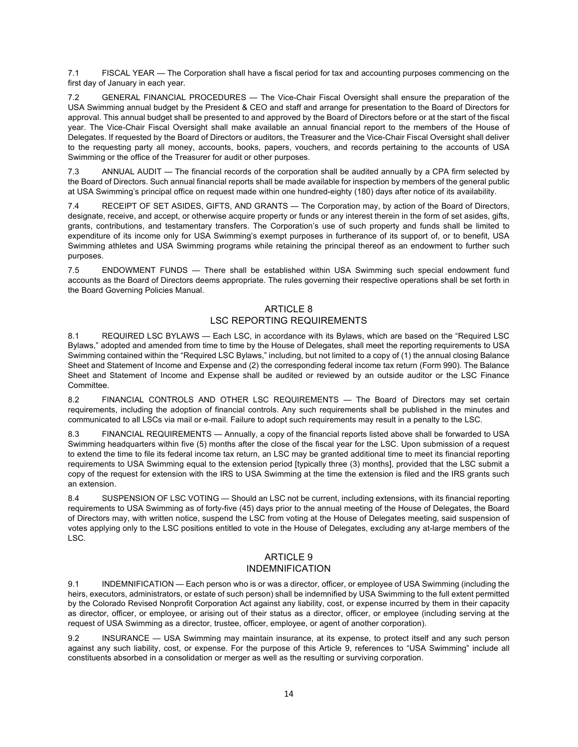7.1 FISCAL YEAR — The Corporation shall have a fiscal period for tax and accounting purposes commencing on the first day of January in each year.

7.2 GENERAL FINANCIAL PROCEDURES — The Vice-Chair Fiscal Oversight shall ensure the preparation of the USA Swimming annual budget by the President & CEO and staff and arrange for presentation to the Board of Directors for approval. This annual budget shall be presented to and approved by the Board of Directors before or at the start of the fiscal year. The Vice-Chair Fiscal Oversight shall make available an annual financial report to the members of the House of Delegates. If requested by the Board of Directors or auditors, the Treasurer and the Vice-Chair Fiscal Oversight shall deliver to the requesting party all money, accounts, books, papers, vouchers, and records pertaining to the accounts of USA Swimming or the office of the Treasurer for audit or other purposes.

7.3 ANNUAL AUDIT — The financial records of the corporation shall be audited annually by a CPA firm selected by the Board of Directors. Such annual financial reports shall be made available for inspection by members of the general public at USA Swimming's principal office on request made within one hundred-eighty (180) days after notice of its availability.

7.4 RECEIPT OF SET ASIDES, GIFTS, AND GRANTS — The Corporation may, by action of the Board of Directors, designate, receive, and accept, or otherwise acquire property or funds or any interest therein in the form of set asides, gifts, grants, contributions, and testamentary transfers. The Corporation's use of such property and funds shall be limited to expenditure of its income only for USA Swimming's exempt purposes in furtherance of its support of, or to benefit, USA Swimming athletes and USA Swimming programs while retaining the principal thereof as an endowment to further such purposes.

7.5 ENDOWMENT FUNDS — There shall be established within USA Swimming such special endowment fund accounts as the Board of Directors deems appropriate. The rules governing their respective operations shall be set forth in the Board Governing Policies Manual.

## ARTICLE 8
## LSC REPORTING REQUIREMENTS

8.1 REQUIRED LSC BYLAWS — Each LSC, in accordance with its Bylaws, which are based on the "Required LSC Bylaws," adopted and amended from time to time by the House of Delegates, shall meet the reporting requirements to USA Swimming contained within the "Required LSC Bylaws," including, but not limited to a copy of (1) the annual closing Balance Sheet and Statement of Income and Expense and (2) the corresponding federal income tax return (Form 990). The Balance Sheet and Statement of Income and Expense shall be audited or reviewed by an outside auditor or the LSC Finance Committee.

8.2 FINANCIAL CONTROLS AND OTHER LSC REQUIREMENTS — The Board of Directors may set certain requirements, including the adoption of financial controls. Any such requirements shall be published in the minutes and communicated to all LSCs via mail or e-mail. Failure to adopt such requirements may result in a penalty to the LSC.

8.3 FINANCIAL REQUIREMENTS — Annually, a copy of the financial reports listed above shall be forwarded to USA Swimming headquarters within five (5) months after the close of the fiscal year for the LSC. Upon submission of a request to extend the time to file its federal income tax return, an LSC may be granted additional time to meet its financial reporting requirements to USA Swimming equal to the extension period [typically three (3) months], provided that the LSC submit a copy of the request for extension with the IRS to USA Swimming at the time the extension is filed and the IRS grants such an extension.

8.4 SUSPENSION OF LSC VOTING — Should an LSC not be current, including extensions, with its financial reporting requirements to USA Swimming as of forty-five (45) days prior to the annual meeting of the House of Delegates, the Board of Directors may, with written notice, suspend the LSC from voting at the House of Delegates meeting, said suspension of votes applying only to the LSC positions entitled to vote in the House of Delegates, excluding any at-large members of the LSC.

## ARTICLE 9
## INDEMNIFICATION

9.1 INDEMNIFICATION — Each person who is or was a director, officer, or employee of USA Swimming (including the heirs, executors, administrators, or estate of such person) shall be indemnified by USA Swimming to the full extent permitted by the Colorado Revised Nonprofit Corporation Act against any liability, cost, or expense incurred by them in their capacity as director, officer, or employee, or arising out of their status as a director, officer, or employee (including serving at the request of USA Swimming as a director, trustee, officer, employee, or agent of another corporation).

9.2 INSURANCE — USA Swimming may maintain insurance, at its expense, to protect itself and any such person against any such liability, cost, or expense. For the purpose of this Article 9, references to "USA Swimming" include all constituents absorbed in a consolidation or merger as well as the resulting or surviving corporation.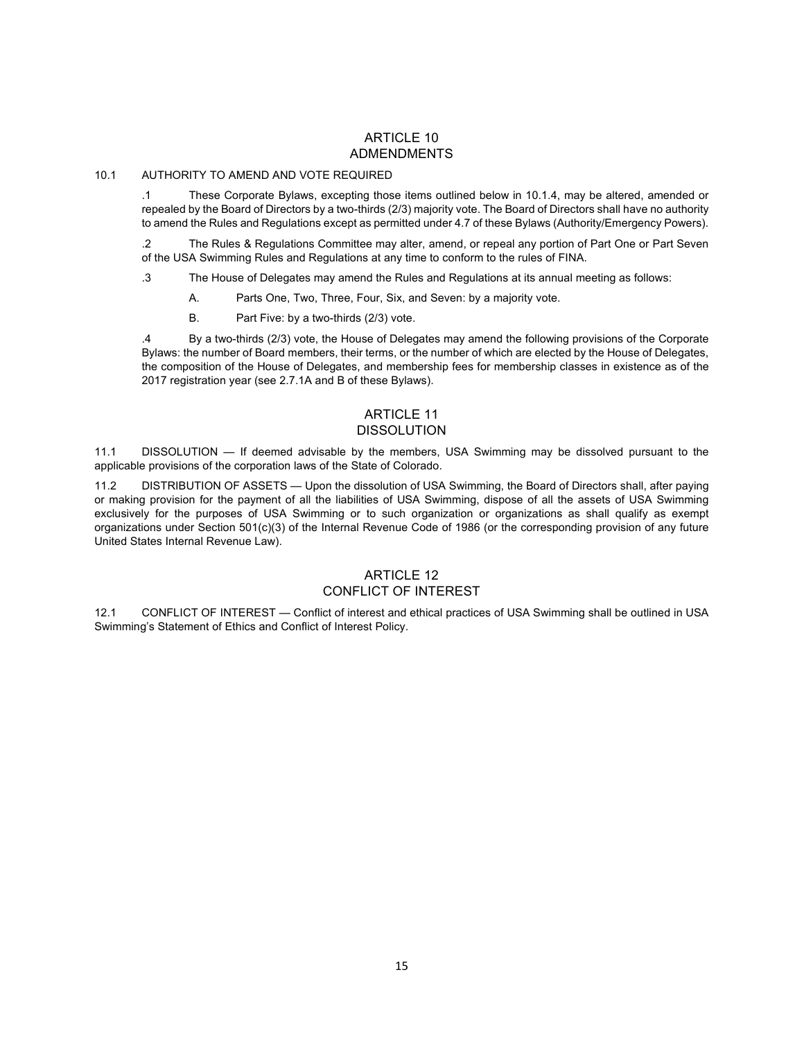## ARTICLE 10
## ADMENDMENTS

10.1 AUTHORITY TO AMEND AND VOTE REQUIRED

.1 These Corporate Bylaws, excepting those items outlined below in 10.1.4, may be altered, amended or repealed by the Board of Directors by a two-thirds (2/3) majority vote. The Board of Directors shall have no authority to amend the Rules and Regulations except as permitted under 4.7 of these Bylaws (Authority/Emergency Powers).

.2 The Rules & Regulations Committee may alter, amend, or repeal any portion of Part One or Part Seven of the USA Swimming Rules and Regulations at any time to conform to the rules of FINA.

.3 The House of Delegates may amend the Rules and Regulations at its annual meeting as follows:

A. Parts One, Two, Three, Four, Six, and Seven: by a majority vote.

B. Part Five: by a two-thirds (2/3) vote.

.4 By a two-thirds (2/3) vote, the House of Delegates may amend the following provisions of the Corporate Bylaws: the number of Board members, their terms, or the number of which are elected by the House of Delegates, the composition of the House of Delegates, and membership fees for membership classes in existence as of the 2017 registration year (see 2.7.1A and B of these Bylaws).

## ARTICLE 11
## DISSOLUTION

11.1 DISSOLUTION — If deemed advisable by the members, USA Swimming may be dissolved pursuant to the applicable provisions of the corporation laws of the State of Colorado.

11.2 DISTRIBUTION OF ASSETS — Upon the dissolution of USA Swimming, the Board of Directors shall, after paying or making provision for the payment of all the liabilities of USA Swimming, dispose of all the assets of USA Swimming exclusively for the purposes of USA Swimming or to such organization or organizations as shall qualify as exempt organizations under Section 501(c)(3) of the Internal Revenue Code of 1986 (or the corresponding provision of any future United States Internal Revenue Law).

## ARTICLE 12
## CONFLICT OF INTEREST

12.1 CONFLICT OF INTEREST — Conflict of interest and ethical practices of USA Swimming shall be outlined in USA Swimming's Statement of Ethics and Conflict of Interest Policy.